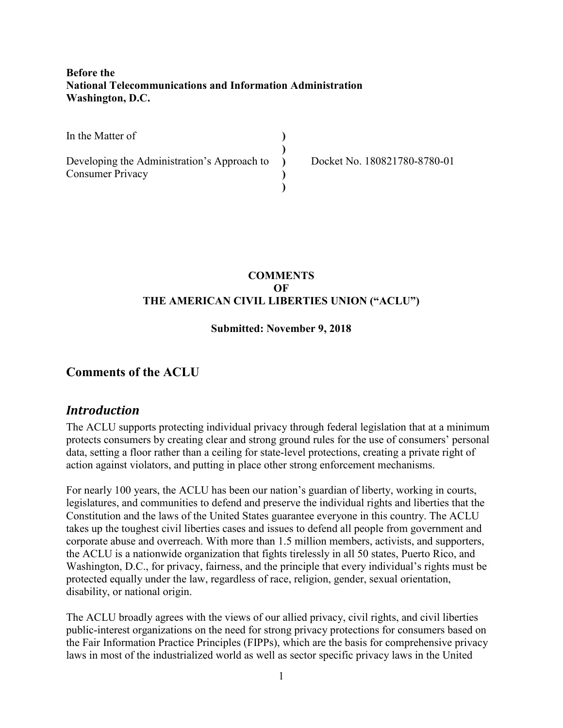**Before the**
**National Telecommunications and Information Administration**
**Washington, D.C.**

| | | |
|---|---|---|
| In the Matter of | **)** | |
| | **)** | |
| Developing the Administration's Approach to | **)** | Docket No. 180821780-8780-01 |
| Consumer Privacy | **)** | |
| | **)** | |

**COMMENTS**
**OF**
**THE AMERICAN CIVIL LIBERTIES UNION ("ACLU")**

**Submitted: November 9, 2018**

## Comments of the ACLU

## *Introduction*

The ACLU supports protecting individual privacy through federal legislation that at a minimum protects consumers by creating clear and strong ground rules for the use of consumers' personal data, setting a floor rather than a ceiling for state-level protections, creating a private right of action against violators, and putting in place other strong enforcement mechanisms.

For nearly 100 years, the ACLU has been our nation's guardian of liberty, working in courts, legislatures, and communities to defend and preserve the individual rights and liberties that the Constitution and the laws of the United States guarantee everyone in this country. The ACLU takes up the toughest civil liberties cases and issues to defend all people from government and corporate abuse and overreach. With more than 1.5 million members, activists, and supporters, the ACLU is a nationwide organization that fights tirelessly in all 50 states, Puerto Rico, and Washington, D.C., for privacy, fairness, and the principle that every individual's rights must be protected equally under the law, regardless of race, religion, gender, sexual orientation, disability, or national origin.

The ACLU broadly agrees with the views of our allied privacy, civil rights, and civil liberties public-interest organizations on the need for strong privacy protections for consumers based on the Fair Information Practice Principles (FIPPs), which are the basis for comprehensive privacy laws in most of the industrialized world as well as sector specific privacy laws in the United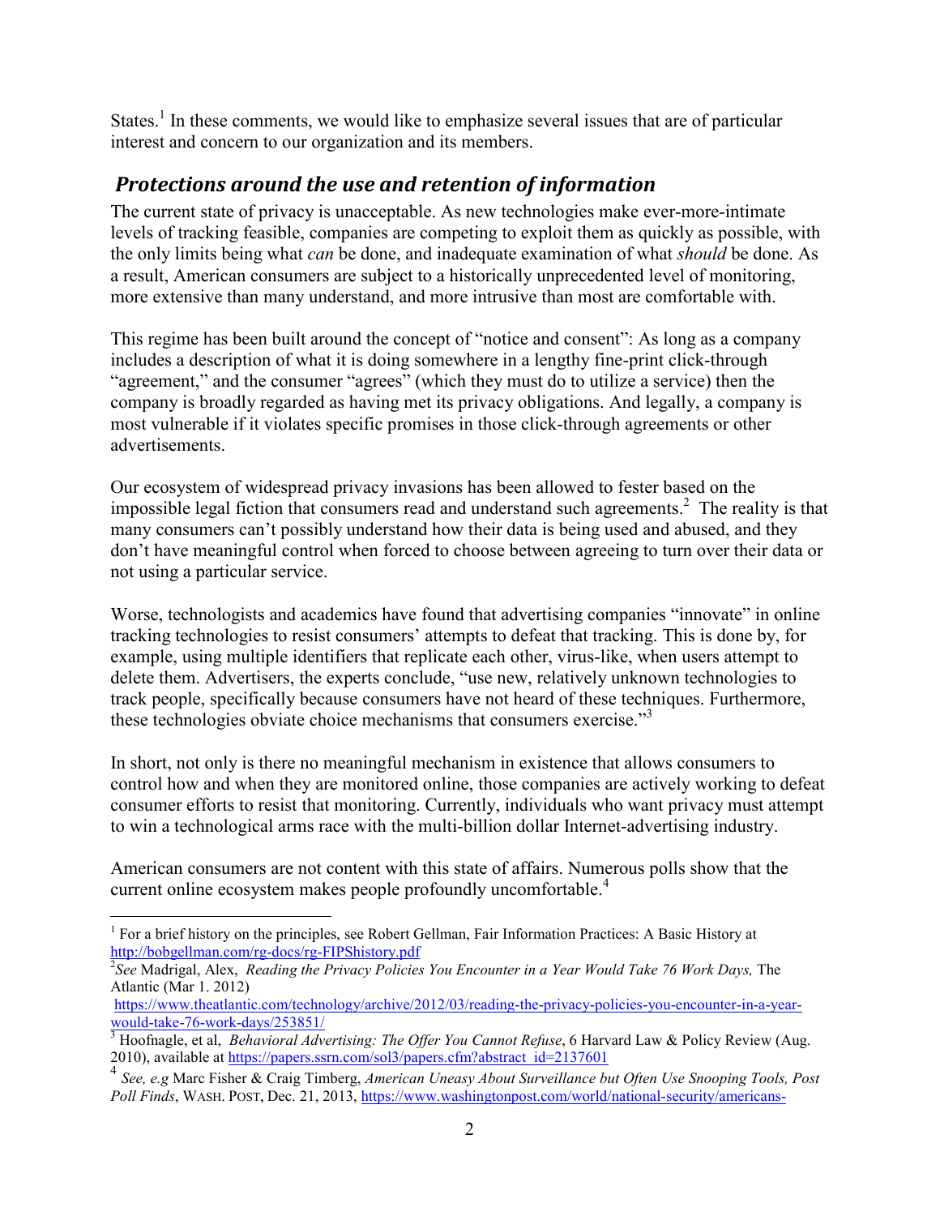States.[1] In these comments, we would like to emphasize several issues that are of particular interest and concern to our organization and its members.

## *Protections around the use and retention of information*

The current state of privacy is unacceptable. As new technologies make ever-more-intimate levels of tracking feasible, companies are competing to exploit them as quickly as possible, with the only limits being what *can* be done, and inadequate examination of what *should* be done. As a result, American consumers are subject to a historically unprecedented level of monitoring, more extensive than many understand, and more intrusive than most are comfortable with.

This regime has been built around the concept of "notice and consent": As long as a company includes a description of what it is doing somewhere in a lengthy fine-print click-through "agreement," and the consumer "agrees" (which they must do to utilize a service) then the company is broadly regarded as having met its privacy obligations. And legally, a company is most vulnerable if it violates specific promises in those click-through agreements or other advertisements.

Our ecosystem of widespread privacy invasions has been allowed to fester based on the impossible legal fiction that consumers read and understand such agreements.[2] The reality is that many consumers can't possibly understand how their data is being used and abused, and they don't have meaningful control when forced to choose between agreeing to turn over their data or not using a particular service.

Worse, technologists and academics have found that advertising companies "innovate" in online tracking technologies to resist consumers' attempts to defeat that tracking. This is done by, for example, using multiple identifiers that replicate each other, virus-like, when users attempt to delete them. Advertisers, the experts conclude, "use new, relatively unknown technologies to track people, specifically because consumers have not heard of these techniques. Furthermore, these technologies obviate choice mechanisms that consumers exercise."[3]

In short, not only is there no meaningful mechanism in existence that allows consumers to control how and when they are monitored online, those companies are actively working to defeat consumer efforts to resist that monitoring. Currently, individuals who want privacy must attempt to win a technological arms race with the multi-billion dollar Internet-advertising industry.

American consumers are not content with this state of affairs. Numerous polls show that the current online ecosystem makes people profoundly uncomfortable.[4]

---

[1] For a brief history on the principles, see Robert Gellman, Fair Information Practices: A Basic History at http://bobgellman.com/rg-docs/rg-FIPShistory.pdf

[2] *See* Madrigal, Alex, *Reading the Privacy Policies You Encounter in a Year Would Take 76 Work Days,* The Atlantic (Mar 1. 2012) https://www.theatlantic.com/technology/archive/2012/03/reading-the-privacy-policies-you-encounter-in-a-year-would-take-76-work-days/253851/

[3] Hoofnagle, et al, *Behavioral Advertising: The Offer You Cannot Refuse*, 6 Harvard Law & Policy Review (Aug. 2010), available at https://papers.ssrn.com/sol3/papers.cfm?abstract_id=2137601

[4] *See, e.g* Marc Fisher & Craig Timberg, *American Uneasy About Surveillance but Often Use Snooping Tools, Post Poll Finds*, WASH. POST, Dec. 21, 2013, https://www.washingtonpost.com/world/national-security/americans-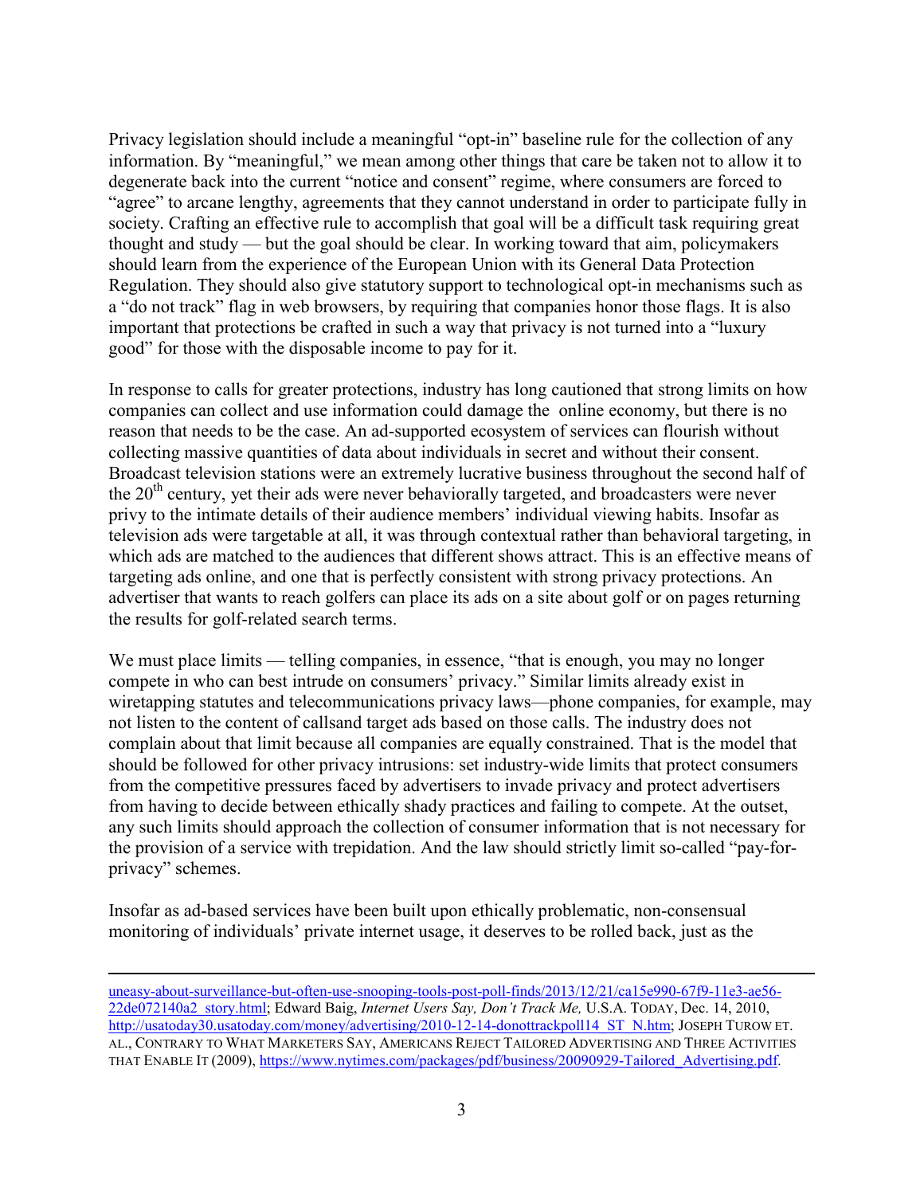Privacy legislation should include a meaningful "opt-in" baseline rule for the collection of any information. By "meaningful," we mean among other things that care be taken not to allow it to degenerate back into the current "notice and consent" regime, where consumers are forced to "agree" to arcane lengthy, agreements that they cannot understand in order to participate fully in society. Crafting an effective rule to accomplish that goal will be a difficult task requiring great thought and study — but the goal should be clear. In working toward that aim, policymakers should learn from the experience of the European Union with its General Data Protection Regulation. They should also give statutory support to technological opt-in mechanisms such as a "do not track" flag in web browsers, by requiring that companies honor those flags. It is also important that protections be crafted in such a way that privacy is not turned into a "luxury good" for those with the disposable income to pay for it.

In response to calls for greater protections, industry has long cautioned that strong limits on how companies can collect and use information could damage the online economy, but there is no reason that needs to be the case. An ad-supported ecosystem of services can flourish without collecting massive quantities of data about individuals in secret and without their consent. Broadcast television stations were an extremely lucrative business throughout the second half of the 20th century, yet their ads were never behaviorally targeted, and broadcasters were never privy to the intimate details of their audience members' individual viewing habits. Insofar as television ads were targetable at all, it was through contextual rather than behavioral targeting, in which ads are matched to the audiences that different shows attract. This is an effective means of targeting ads online, and one that is perfectly consistent with strong privacy protections. An advertiser that wants to reach golfers can place its ads on a site about golf or on pages returning the results for golf-related search terms.

We must place limits — telling companies, in essence, "that is enough, you may no longer compete in who can best intrude on consumers' privacy." Similar limits already exist in wiretapping statutes and telecommunications privacy laws—phone companies, for example, may not listen to the content of callsand target ads based on those calls. The industry does not complain about that limit because all companies are equally constrained. That is the model that should be followed for other privacy intrusions: set industry-wide limits that protect consumers from the competitive pressures faced by advertisers to invade privacy and protect advertisers from having to decide between ethically shady practices and failing to compete. At the outset, any such limits should approach the collection of consumer information that is not necessary for the provision of a service with trepidation. And the law should strictly limit so-called "pay-for-privacy" schemes.

Insofar as ad-based services have been built upon ethically problematic, non-consensual monitoring of individuals' private internet usage, it deserves to be rolled back, just as the

---

uneasy-about-surveillance-but-often-use-snooping-tools-post-poll-finds/2013/12/21/ca15e990-67f9-11e3-ae56-22de072140a2_story.html; Edward Baig, *Internet Users Say, Don't Track Me,* U.S.A. TODAY, Dec. 14, 2010, http://usatoday30.usatoday.com/money/advertising/2010-12-14-donottrackpoll14_ST_N.htm; JOSEPH TUROW ET. AL., CONTRARY TO WHAT MARKETERS SAY, AMERICANS REJECT TAILORED ADVERTISING AND THREE ACTIVITIES THAT ENABLE IT (2009), https://www.nytimes.com/packages/pdf/business/20090929-Tailored_Advertising.pdf.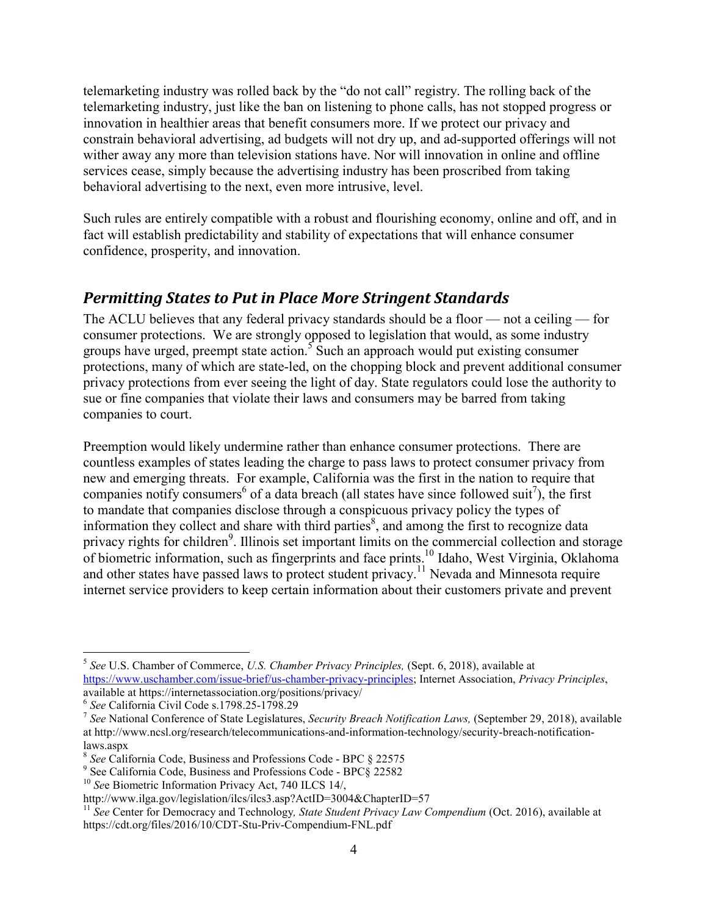telemarketing industry was rolled back by the "do not call" registry. The rolling back of the telemarketing industry, just like the ban on listening to phone calls, has not stopped progress or innovation in healthier areas that benefit consumers more. If we protect our privacy and constrain behavioral advertising, ad budgets will not dry up, and ad-supported offerings will not wither away any more than television stations have. Nor will innovation in online and offline services cease, simply because the advertising industry has been proscribed from taking behavioral advertising to the next, even more intrusive, level.

Such rules are entirely compatible with a robust and flourishing economy, online and off, and in fact will establish predictability and stability of expectations that will enhance consumer confidence, prosperity, and innovation.

## *Permitting States to Put in Place More Stringent Standards*

The ACLU believes that any federal privacy standards should be a floor — not a ceiling — for consumer protections. We are strongly opposed to legislation that would, as some industry groups have urged, preempt state action.[5] Such an approach would put existing consumer protections, many of which are state-led, on the chopping block and prevent additional consumer privacy protections from ever seeing the light of day. State regulators could lose the authority to sue or fine companies that violate their laws and consumers may be barred from taking companies to court.

Preemption would likely undermine rather than enhance consumer protections. There are countless examples of states leading the charge to pass laws to protect consumer privacy from new and emerging threats. For example, California was the first in the nation to require that companies notify consumers[6] of a data breach (all states have since followed suit[7]), the first to mandate that companies disclose through a conspicuous privacy policy the types of information they collect and share with third parties[8], and among the first to recognize data privacy rights for children[9]. Illinois set important limits on the commercial collection and storage of biometric information, such as fingerprints and face prints.[10] Idaho, West Virginia, Oklahoma and other states have passed laws to protect student privacy.[11] Nevada and Minnesota require internet service providers to keep certain information about their customers private and prevent

---

[5] *See* U.S. Chamber of Commerce, *U.S. Chamber Privacy Principles,* (Sept. 6, 2018), available at https://www.uschamber.com/issue-brief/us-chamber-privacy-principles; Internet Association, *Privacy Principles*, available at https://internetassociation.org/positions/privacy/

[6] *See* California Civil Code s.1798.25-1798.29

[7] *See* National Conference of State Legislatures, *Security Breach Notification Laws,* (September 29, 2018), available at http://www.ncsl.org/research/telecommunications-and-information-technology/security-breach-notification-laws.aspx

[8] *See* California Code, Business and Professions Code - BPC § 22575

[9] See California Code, Business and Professions Code - BPC§ 22582

[10] *Se*e Biometric Information Privacy Act, 740 ILCS 14/, http://www.ilga.gov/legislation/ilcs/ilcs3.asp?ActID=3004&ChapterID=57

[11] *See* Center for Democracy and Technology*, State Student Privacy Law Compendium* (Oct. 2016), available at https://cdt.org/files/2016/10/CDT-Stu-Priv-Compendium-FNL.pdf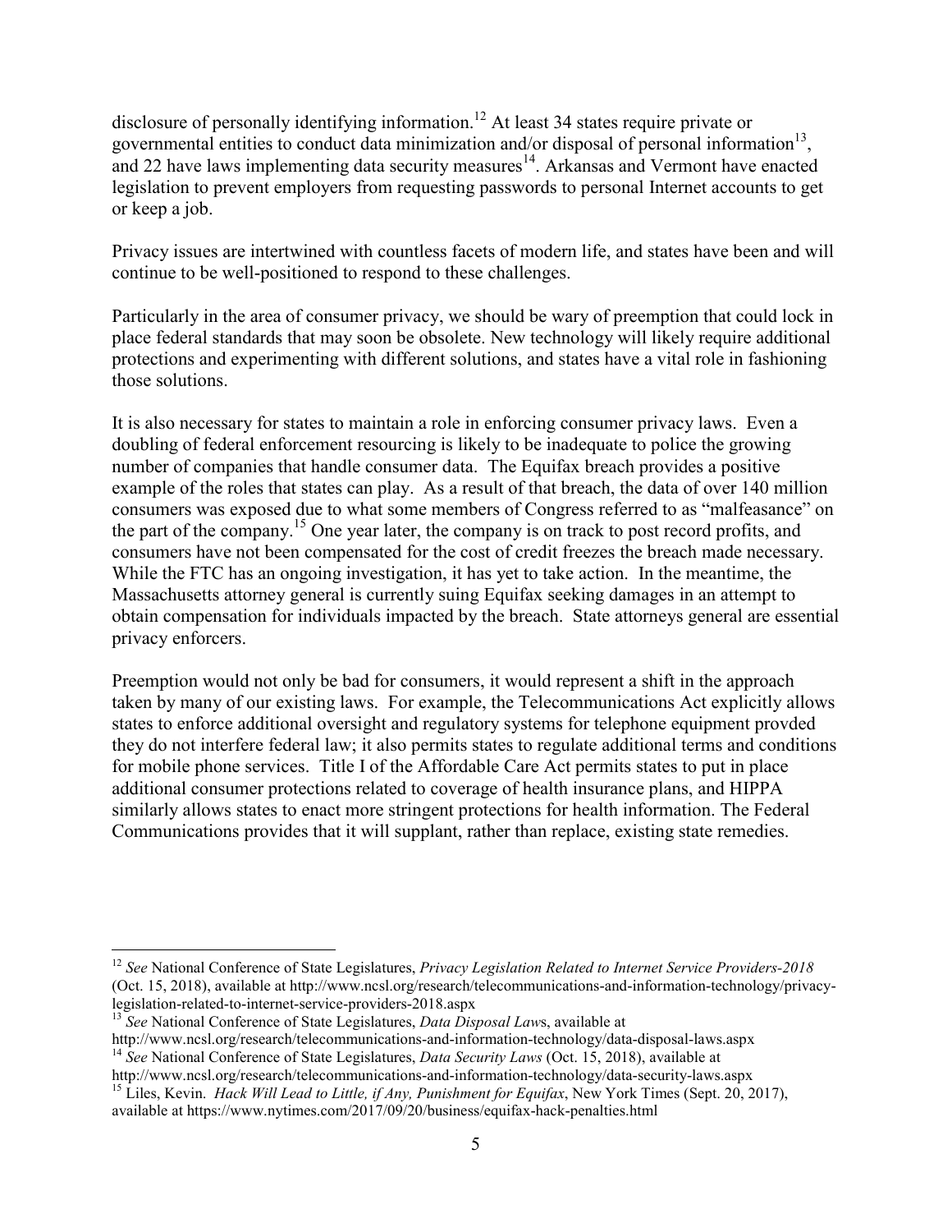disclosure of personally identifying information.[12] At least 34 states require private or governmental entities to conduct data minimization and/or disposal of personal information[13], and 22 have laws implementing data security measures[14]. Arkansas and Vermont have enacted legislation to prevent employers from requesting passwords to personal Internet accounts to get or keep a job.

Privacy issues are intertwined with countless facets of modern life, and states have been and will continue to be well-positioned to respond to these challenges.

Particularly in the area of consumer privacy, we should be wary of preemption that could lock in place federal standards that may soon be obsolete. New technology will likely require additional protections and experimenting with different solutions, and states have a vital role in fashioning those solutions.

It is also necessary for states to maintain a role in enforcing consumer privacy laws. Even a doubling of federal enforcement resourcing is likely to be inadequate to police the growing number of companies that handle consumer data. The Equifax breach provides a positive example of the roles that states can play. As a result of that breach, the data of over 140 million consumers was exposed due to what some members of Congress referred to as "malfeasance" on the part of the company.[15] One year later, the company is on track to post record profits, and consumers have not been compensated for the cost of credit freezes the breach made necessary. While the FTC has an ongoing investigation, it has yet to take action. In the meantime, the Massachusetts attorney general is currently suing Equifax seeking damages in an attempt to obtain compensation for individuals impacted by the breach. State attorneys general are essential privacy enforcers.

Preemption would not only be bad for consumers, it would represent a shift in the approach taken by many of our existing laws. For example, the Telecommunications Act explicitly allows states to enforce additional oversight and regulatory systems for telephone equipment provded they do not interfere federal law; it also permits states to regulate additional terms and conditions for mobile phone services. Title I of the Affordable Care Act permits states to put in place additional consumer protections related to coverage of health insurance plans, and HIPPA similarly allows states to enact more stringent protections for health information. The Federal Communications provides that it will supplant, rather than replace, existing state remedies.

---

[12] *See* National Conference of State Legislatures, *Privacy Legislation Related to Internet Service Providers-2018* (Oct. 15, 2018), available at http://www.ncsl.org/research/telecommunications-and-information-technology/privacy-legislation-related-to-internet-service-providers-2018.aspx

[13] *See* National Conference of State Legislatures, *Data Disposal Laws*, available at http://www.ncsl.org/research/telecommunications-and-information-technology/data-disposal-laws.aspx

[14] *See* National Conference of State Legislatures, *Data Security Laws* (Oct. 15, 2018), available at http://www.ncsl.org/research/telecommunications-and-information-technology/data-security-laws.aspx

[15] Liles, Kevin. *Hack Will Lead to Little, if Any, Punishment for Equifax*, New York Times (Sept. 20, 2017), available at https://www.nytimes.com/2017/09/20/business/equifax-hack-penalties.html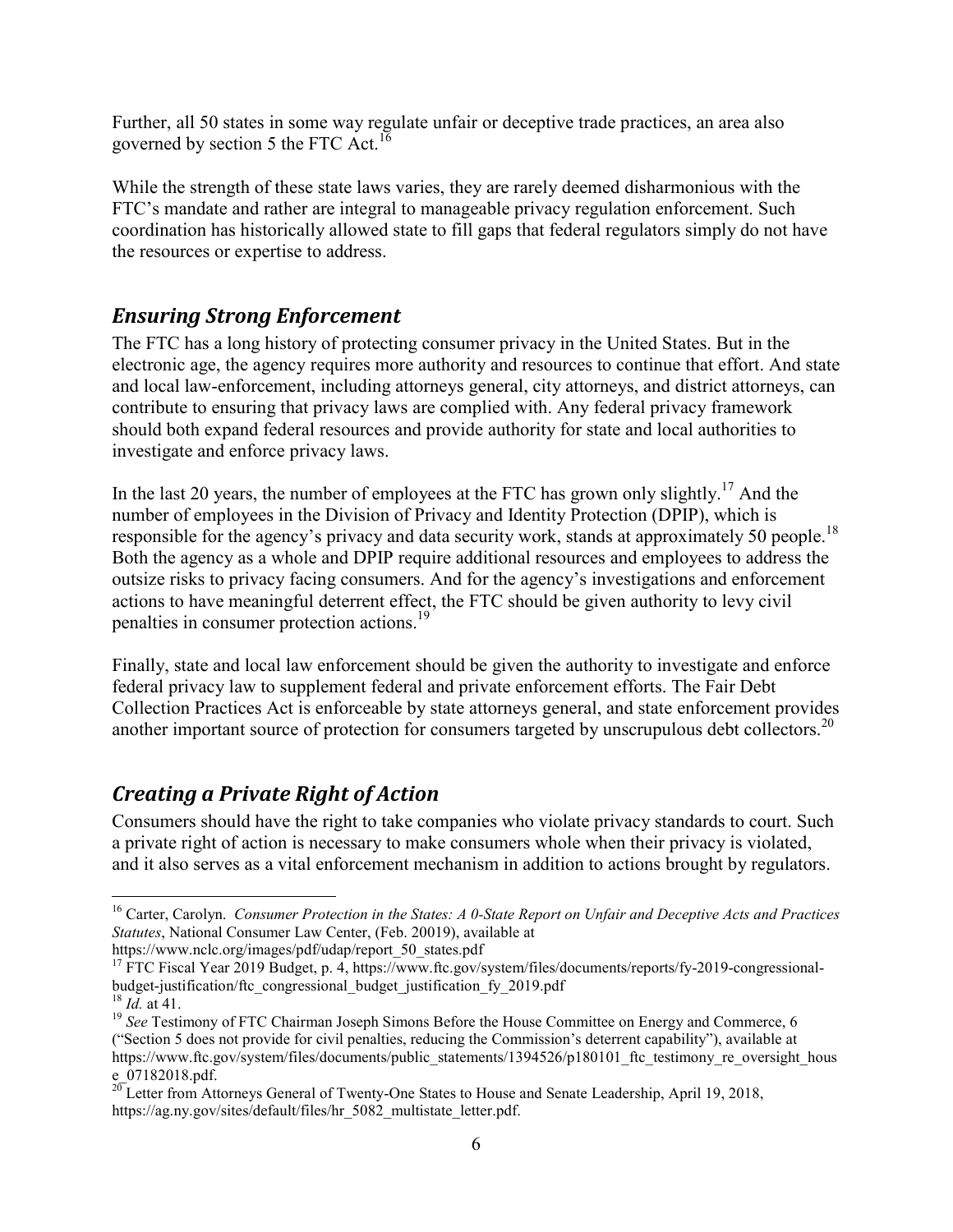Further, all 50 states in some way regulate unfair or deceptive trade practices, an area also governed by section 5 the FTC Act.[16]

While the strength of these state laws varies, they are rarely deemed disharmonious with the FTC's mandate and rather are integral to manageable privacy regulation enforcement. Such coordination has historically allowed state to fill gaps that federal regulators simply do not have the resources or expertise to address.

## *Ensuring Strong Enforcement*

The FTC has a long history of protecting consumer privacy in the United States. But in the electronic age, the agency requires more authority and resources to continue that effort. And state and local law-enforcement, including attorneys general, city attorneys, and district attorneys, can contribute to ensuring that privacy laws are complied with. Any federal privacy framework should both expand federal resources and provide authority for state and local authorities to investigate and enforce privacy laws.

In the last 20 years, the number of employees at the FTC has grown only slightly.[17] And the number of employees in the Division of Privacy and Identity Protection (DPIP), which is responsible for the agency's privacy and data security work, stands at approximately 50 people.[18] Both the agency as a whole and DPIP require additional resources and employees to address the outsize risks to privacy facing consumers. And for the agency's investigations and enforcement actions to have meaningful deterrent effect, the FTC should be given authority to levy civil penalties in consumer protection actions.[19]

Finally, state and local law enforcement should be given the authority to investigate and enforce federal privacy law to supplement federal and private enforcement efforts. The Fair Debt Collection Practices Act is enforceable by state attorneys general, and state enforcement provides another important source of protection for consumers targeted by unscrupulous debt collectors.[20]

## *Creating a Private Right of Action*

Consumers should have the right to take companies who violate privacy standards to court. Such a private right of action is necessary to make consumers whole when their privacy is violated, and it also serves as a vital enforcement mechanism in addition to actions brought by regulators.

---

[16] Carter, Carolyn. *Consumer Protection in the States: A 0-State Report on Unfair and Deceptive Acts and Practices Statutes*, National Consumer Law Center, (Feb. 20019), available at https://www.nclc.org/images/pdf/udap/report_50_states.pdf

[17] FTC Fiscal Year 2019 Budget, p. 4, https://www.ftc.gov/system/files/documents/reports/fy-2019-congressional-budget-justification/ftc_congressional_budget_justification_fy_2019.pdf

[18] *Id.* at 41.

[19] *See* Testimony of FTC Chairman Joseph Simons Before the House Committee on Energy and Commerce, 6 ("Section 5 does not provide for civil penalties, reducing the Commission's deterrent capability"), available at https://www.ftc.gov/system/files/documents/public_statements/1394526/p180101_ftc_testimony_re_oversight_house_07182018.pdf.

[20] Letter from Attorneys General of Twenty-One States to House and Senate Leadership, April 19, 2018, https://ag.ny.gov/sites/default/files/hr_5082_multistate_letter.pdf.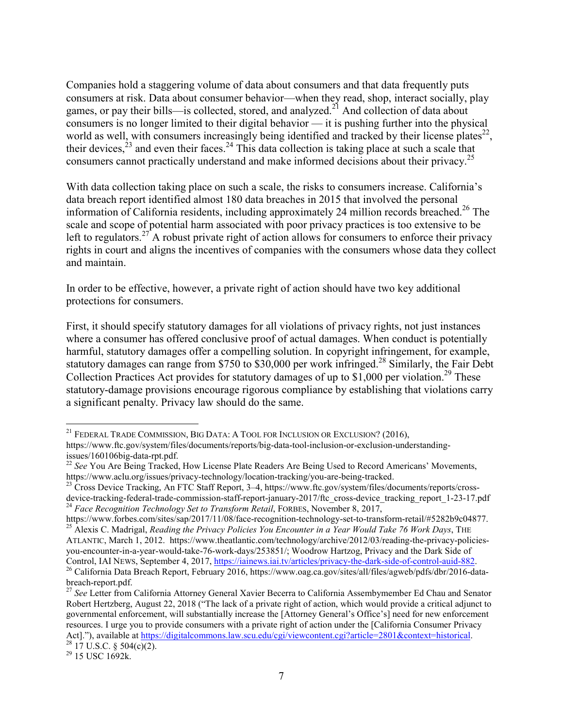Companies hold a staggering volume of data about consumers and that data frequently puts consumers at risk. Data about consumer behavior—when they read, shop, interact socially, play games, or pay their bills—is collected, stored, and analyzed.[21] And collection of data about consumers is no longer limited to their digital behavior — it is pushing further into the physical world as well, with consumers increasingly being identified and tracked by their license plates[22], their devices,[23] and even their faces.[24] This data collection is taking place at such a scale that consumers cannot practically understand and make informed decisions about their privacy.[25]

With data collection taking place on such a scale, the risks to consumers increase. California's data breach report identified almost 180 data breaches in 2015 that involved the personal information of California residents, including approximately 24 million records breached.[26] The scale and scope of potential harm associated with poor privacy practices is too extensive to be left to regulators.[27] A robust private right of action allows for consumers to enforce their privacy rights in court and aligns the incentives of companies with the consumers whose data they collect and maintain.

In order to be effective, however, a private right of action should have two key additional protections for consumers.

First, it should specify statutory damages for all violations of privacy rights, not just instances where a consumer has offered conclusive proof of actual damages. When conduct is potentially harmful, statutory damages offer a compelling solution. In copyright infringement, for example, statutory damages can range from $750 to $30,000 per work infringed.[28] Similarly, the Fair Debt Collection Practices Act provides for statutory damages of up to $1,000 per violation.[29] These statutory-damage provisions encourage rigorous compliance by establishing that violations carry a significant penalty. Privacy law should do the same.

---

[21] FEDERAL TRADE COMMISSION, BIG DATA: A TOOL FOR INCLUSION OR EXCLUSION? (2016), https://www.ftc.gov/system/files/documents/reports/big-data-tool-inclusion-or-exclusion-understanding-issues/160106big-data-rpt.pdf.

[22] *See* You Are Being Tracked, How License Plate Readers Are Being Used to Record Americans' Movements, https://www.aclu.org/issues/privacy-technology/location-tracking/you-are-being-tracked.

[23] Cross Device Tracking, An FTC Staff Report, 3–4, https://www.ftc.gov/system/files/documents/reports/cross-device-tracking-federal-trade-commission-staff-report-january-2017/ftc_cross-device_tracking_report_1-23-17.pdf

[24] *Face Recognition Technology Set to Transform Retail*, FORBES, November 8, 2017, https://www.forbes.com/sites/sap/2017/11/08/face-recognition-technology-set-to-transform-retail/#5282b9c04877.

[25] Alexis C. Madrigal, *Reading the Privacy Policies You Encounter in a Year Would Take 76 Work Days*, THE ATLANTIC, March 1, 2012. https://www.theatlantic.com/technology/archive/2012/03/reading-the-privacy-policies-you-encounter-in-a-year-would-take-76-work-days/253851/; Woodrow Hartzog, Privacy and the Dark Side of Control, IAI NEWS, September 4, 2017, https://iainews.iai.tv/articles/privacy-the-dark-side-of-control-auid-882.

[26] California Data Breach Report, February 2016, https://www.oag.ca.gov/sites/all/files/agweb/pdfs/dbr/2016-data-breach-report.pdf.

[27] *See* Letter from California Attorney General Xavier Becerra to California Assembymember Ed Chau and Senator Robert Hertzberg, August 22, 2018 ("The lack of a private right of action, which would provide a critical adjunct to governmental enforcement, will substantially increase the [Attorney General's Office's] need for new enforcement resources. I urge you to provide consumers with a private right of action under the [California Consumer Privacy Act]."), available at https://digitalcommons.law.scu.edu/cgi/viewcontent.cgi?article=2801&context=historical.

[28] 17 U.S.C. § 504(c)(2).

[29] 15 USC 1692k.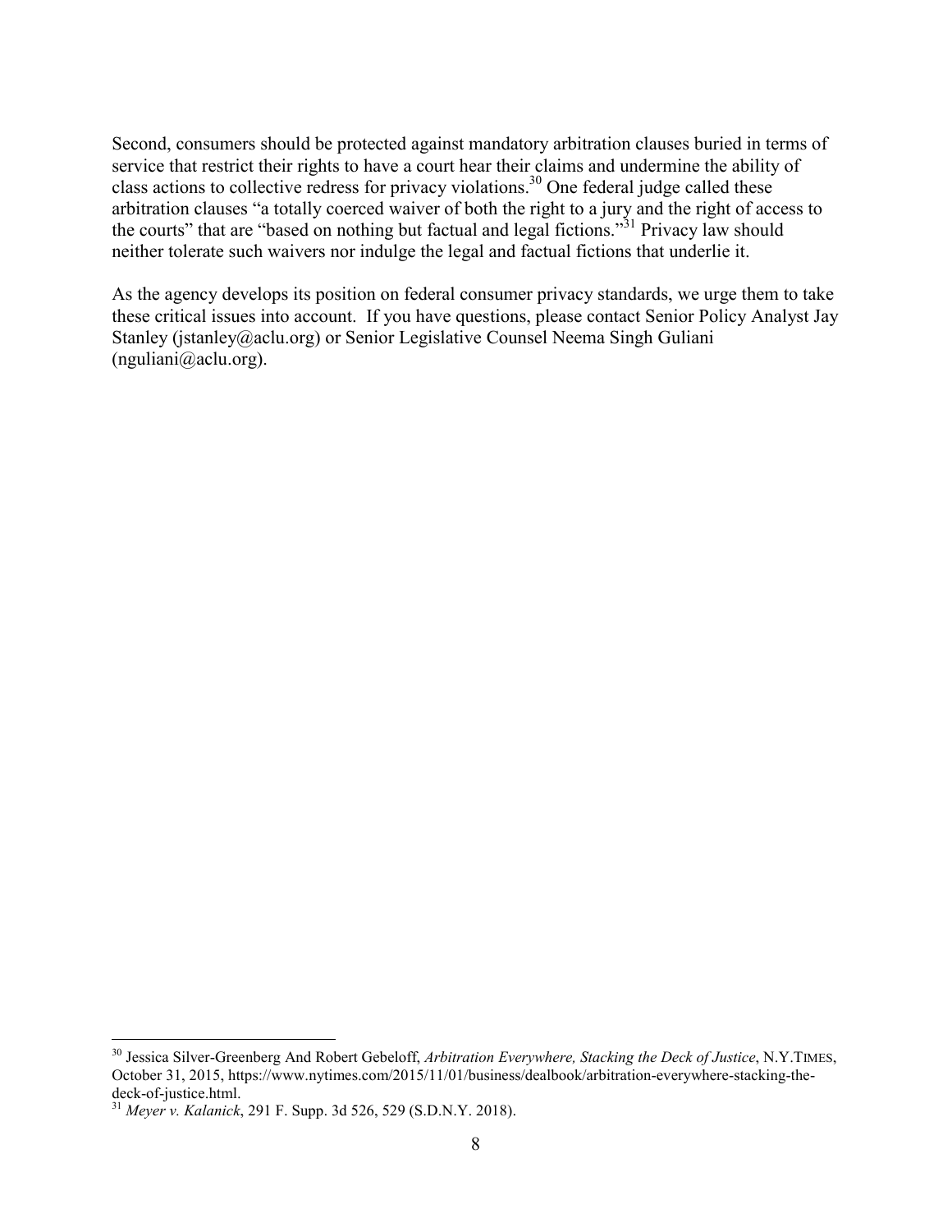Second, consumers should be protected against mandatory arbitration clauses buried in terms of service that restrict their rights to have a court hear their claims and undermine the ability of class actions to collective redress for privacy violations.[30] One federal judge called these arbitration clauses "a totally coerced waiver of both the right to a jury and the right of access to the courts" that are "based on nothing but factual and legal fictions."[31] Privacy law should neither tolerate such waivers nor indulge the legal and factual fictions that underlie it.

As the agency develops its position on federal consumer privacy standards, we urge them to take these critical issues into account. If you have questions, please contact Senior Policy Analyst Jay Stanley (jstanley@aclu.org) or Senior Legislative Counsel Neema Singh Guliani (nguliani@aclu.org).

---

[30] Jessica Silver-Greenberg And Robert Gebeloff, *Arbitration Everywhere, Stacking the Deck of Justice*, N.Y.TIMES, October 31, 2015, https://www.nytimes.com/2015/11/01/business/dealbook/arbitration-everywhere-stacking-the-deck-of-justice.html.

[31] *Meyer v. Kalanick*, 291 F. Supp. 3d 526, 529 (S.D.N.Y. 2018).